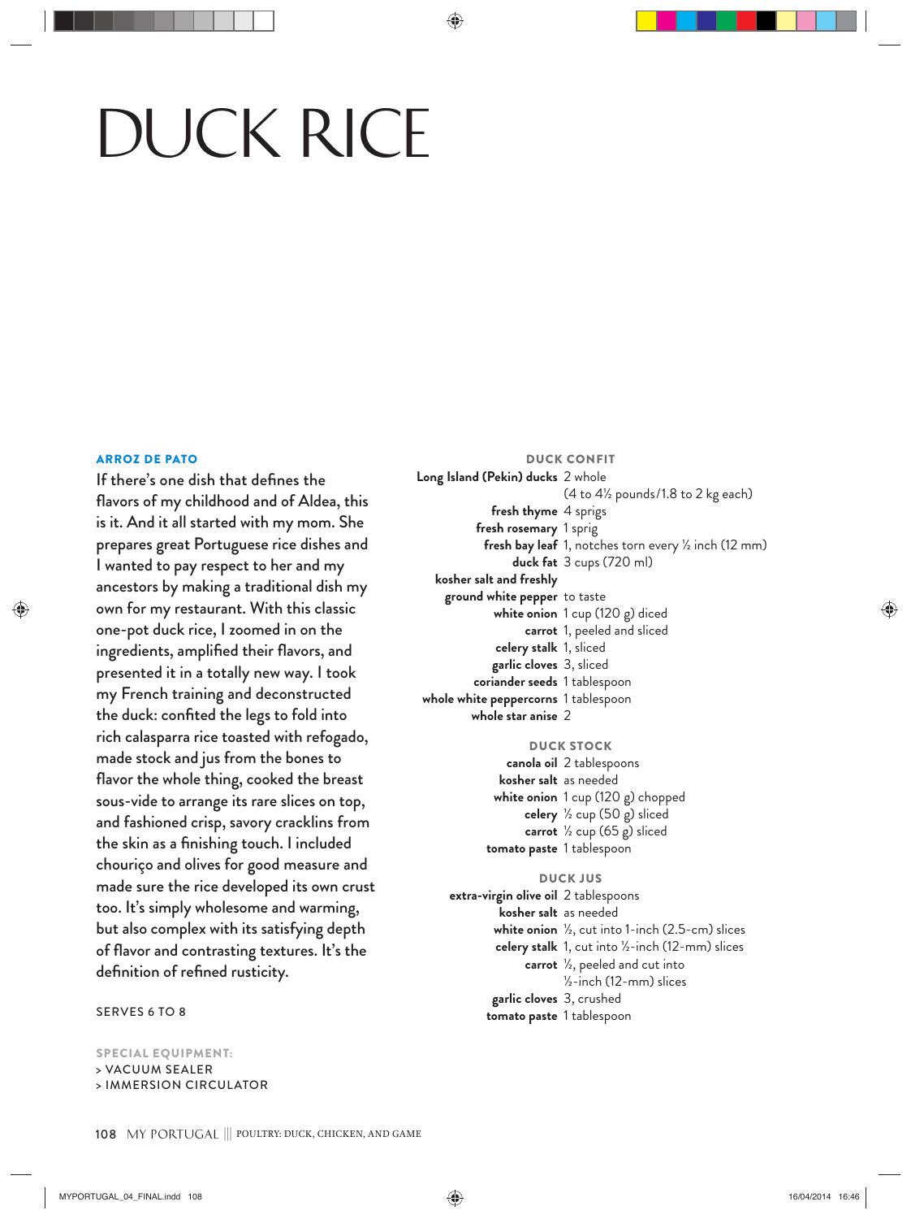# DUCK RICE

## ARROZ DE PATO

If there's one dish that defines the flavors of my childhood and of Aldea, this is it. And it all started with my mom. She prepares great Portuguese rice dishes and I wanted to pay respect to her and my ancestors by making a traditional dish my own for my restaurant. With this classic one-pot duck rice, I zoomed in on the ingredients, amplified their flavors, and presented it in a totally new way. I took my French training and deconstructed the duck: confited the legs to fold into rich calasparra rice toasted with refogado, made stock and jus from the bones to flavor the whole thing, cooked the breast sous-vide to arrange its rare slices on top, and fashioned crisp, savory cracklins from the skin as a finishing touch. I included chouriço and olives for good measure and made sure the rice developed its own crust too. It's simply wholesome and warming, but also complex with its satisfying depth of flavor and contrasting textures. It's the definition of refined rusticity.

SERVES 6 TO 8

**SPECIAL EQUIPMENT:**
> VACUUM SEALER
> IMMERSION CIRCULATOR

### DUCK CONFIT

| | |
|---|---|
| **Long Island (Pekin) ducks** | 2 whole (4 to 4½ pounds/1.8 to 2 kg each) |
| **fresh thyme** | 4 sprigs |
| **fresh rosemary** | 1 sprig |
| **fresh bay leaf** | 1, notches torn every ½ inch (12 mm) |
| **duck fat** | 3 cups (720 ml) |
| **kosher salt and freshly ground white pepper** | to taste |
| **white onion** | 1 cup (120 g) diced |
| **carrot** | 1, peeled and sliced |
| **celery stalk** | 1, sliced |
| **garlic cloves** | 3, sliced |
| **coriander seeds** | 1 tablespoon |
| **whole white peppercorns** | 1 tablespoon |
| **whole star anise** | 2 |

### DUCK STOCK

| | |
|---|---|
| **canola oil** | 2 tablespoons |
| **kosher salt** | as needed |
| **white onion** | 1 cup (120 g) chopped |
| **celery** | ½ cup (50 g) sliced |
| **carrot** | ½ cup (65 g) sliced |
| **tomato paste** | 1 tablespoon |

### DUCK JUS

| | |
|---|---|
| **extra-virgin olive oil** | 2 tablespoons |
| **kosher salt** | as needed |
| **white onion** | ½, cut into 1-inch (2.5-cm) slices |
| **celery stalk** | 1, cut into ½-inch (12-mm) slices |
| **carrot** | ½, peeled and cut into ½-inch (12-mm) slices |
| **garlic cloves** | 3, crushed |
| **tomato paste** | 1 tablespoon |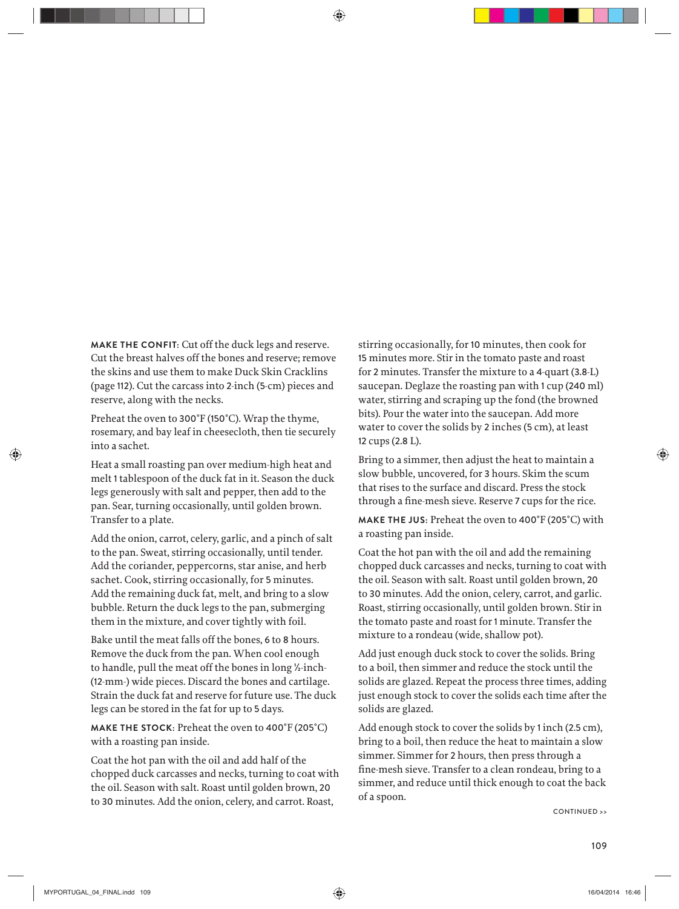**MAKE THE CONFIT**: Cut off the duck legs and reserve. Cut the breast halves off the bones and reserve; remove the skins and use them to make Duck Skin Cracklins (page 112). Cut the carcass into 2-inch (5-cm) pieces and reserve, along with the necks.

Preheat the oven to 300°F (150°C). Wrap the thyme, rosemary, and bay leaf in cheesecloth, then tie securely into a sachet.

Heat a small roasting pan over medium-high heat and melt 1 tablespoon of the duck fat in it. Season the duck legs generously with salt and pepper, then add to the pan. Sear, turning occasionally, until golden brown. Transfer to a plate.

Add the onion, carrot, celery, garlic, and a pinch of salt to the pan. Sweat, stirring occasionally, until tender. Add the coriander, peppercorns, star anise, and herb sachet. Cook, stirring occasionally, for 5 minutes. Add the remaining duck fat, melt, and bring to a slow bubble. Return the duck legs to the pan, submerging them in the mixture, and cover tightly with foil.

Bake until the meat falls off the bones, 6 to 8 hours. Remove the duck from the pan. When cool enough to handle, pull the meat off the bones in long ½-inch-(12-mm-) wide pieces. Discard the bones and cartilage. Strain the duck fat and reserve for future use. The duck legs can be stored in the fat for up to 5 days.

**MAKE THE STOCK**: Preheat the oven to 400°F (205°C) with a roasting pan inside.

Coat the hot pan with the oil and add half of the chopped duck carcasses and necks, turning to coat with the oil. Season with salt. Roast until golden brown, 20 to 30 minutes. Add the onion, celery, and carrot. Roast, stirring occasionally, for 10 minutes, then cook for 15 minutes more. Stir in the tomato paste and roast for 2 minutes. Transfer the mixture to a 4-quart (3.8-L) saucepan. Deglaze the roasting pan with 1 cup (240 ml) water, stirring and scraping up the fond (the browned bits). Pour the water into the saucepan. Add more water to cover the solids by 2 inches (5 cm), at least 12 cups (2.8 L).

Bring to a simmer, then adjust the heat to maintain a slow bubble, uncovered, for 3 hours. Skim the scum that rises to the surface and discard. Press the stock through a fine-mesh sieve. Reserve 7 cups for the rice.

**MAKE THE JUS**: Preheat the oven to 400°F (205°C) with a roasting pan inside.

Coat the hot pan with the oil and add the remaining chopped duck carcasses and necks, turning to coat with the oil. Season with salt. Roast until golden brown, 20 to 30 minutes. Add the onion, celery, carrot, and garlic. Roast, stirring occasionally, until golden brown. Stir in the tomato paste and roast for 1 minute. Transfer the mixture to a rondeau (wide, shallow pot).

Add just enough duck stock to cover the solids. Bring to a boil, then simmer and reduce the stock until the solids are glazed. Repeat the process three times, adding just enough stock to cover the solids each time after the solids are glazed.

Add enough stock to cover the solids by 1 inch (2.5 cm), bring to a boil, then reduce the heat to maintain a slow simmer. Simmer for 2 hours, then press through a fine-mesh sieve. Transfer to a clean rondeau, bring to a simmer, and reduce until thick enough to coat the back of a spoon.

CONTINUED >>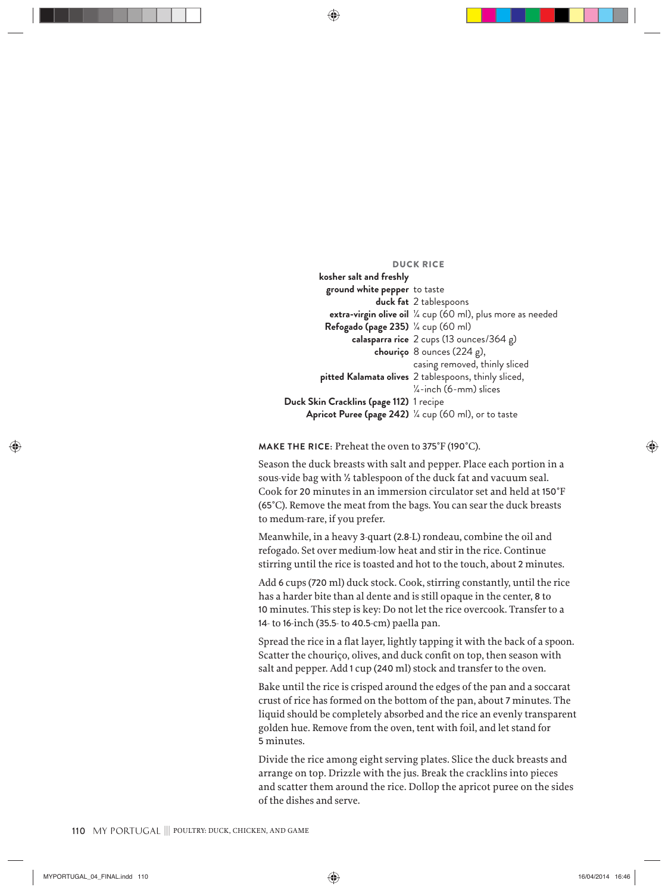### DUCK RICE

| | |
|---|---|
| **kosher salt and freshly ground white pepper** | to taste |
| **duck fat** | 2 tablespoons |
| **extra-virgin olive oil** | ¼ cup (60 ml), plus more as needed |
| **Refogado (page 235)** | ¼ cup (60 ml) |
| **calasparra rice** | 2 cups (13 ounces/364 g) |
| **chouriço** | 8 ounces (224 g), casing removed, thinly sliced |
| **pitted Kalamata olives** | 2 tablespoons, thinly sliced, ¼-inch (6-mm) slices |
| **Duck Skin Cracklins (page 112)** | 1 recipe |
| **Apricot Puree (page 242)** | ¼ cup (60 ml), or to taste |

**MAKE THE RICE:** Preheat the oven to 375°F (190°C).

Season the duck breasts with salt and pepper. Place each portion in a sous-vide bag with ½ tablespoon of the duck fat and vacuum seal. Cook for 20 minutes in an immersion circulator set and held at 150°F (65°C). Remove the meat from the bags. You can sear the duck breasts to medum-rare, if you prefer.

Meanwhile, in a heavy 3-quart (2.8-L) rondeau, combine the oil and refogado. Set over medium-low heat and stir in the rice. Continue stirring until the rice is toasted and hot to the touch, about 2 minutes.

Add 6 cups (720 ml) duck stock. Cook, stirring constantly, until the rice has a harder bite than al dente and is still opaque in the center, 8 to 10 minutes. This step is key: Do not let the rice overcook. Transfer to a 14- to 16-inch (35.5- to 40.5-cm) paella pan.

Spread the rice in a flat layer, lightly tapping it with the back of a spoon. Scatter the chouriço, olives, and duck confit on top, then season with salt and pepper. Add 1 cup (240 ml) stock and transfer to the oven.

Bake until the rice is crisped around the edges of the pan and a soccarat crust of rice has formed on the bottom of the pan, about 7 minutes. The liquid should be completely absorbed and the rice an evenly transparent golden hue. Remove from the oven, tent with foil, and let stand for 5 minutes.

Divide the rice among eight serving plates. Slice the duck breasts and arrange on top. Drizzle with the jus. Break the cracklins into pieces and scatter them around the rice. Dollop the apricot puree on the sides of the dishes and serve.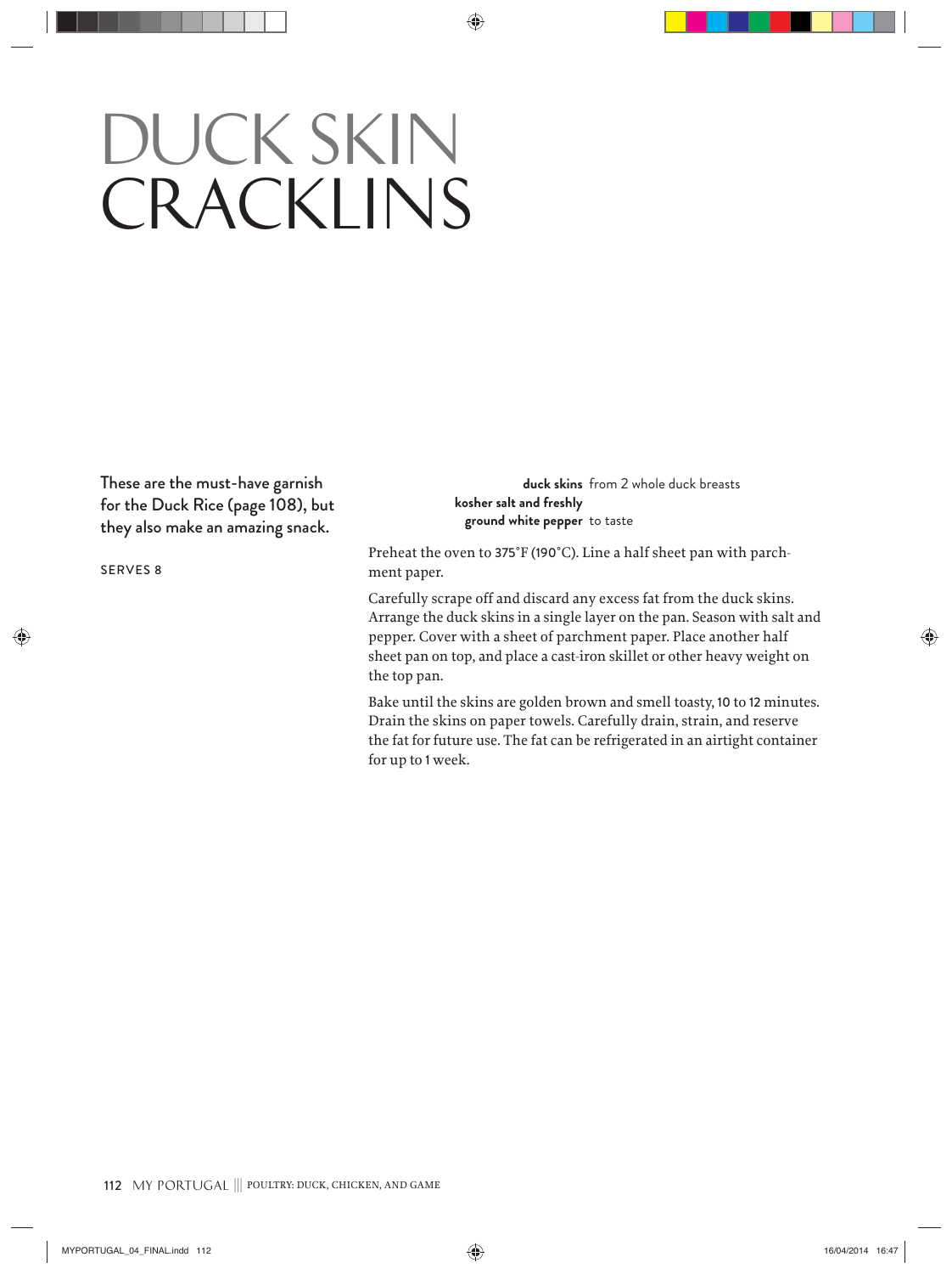# DUCK SKIN CRACKLINS

These are the must-have garnish for the Duck Rice (page 108), but they also make an amazing snack.

SERVES 8

**duck skins** from 2 whole duck breasts
**kosher salt and freshly ground white pepper** to taste

Preheat the oven to 375°F (190°C). Line a half sheet pan with parchment paper.

Carefully scrape off and discard any excess fat from the duck skins. Arrange the duck skins in a single layer on the pan. Season with salt and pepper. Cover with a sheet of parchment paper. Place another half sheet pan on top, and place a cast-iron skillet or other heavy weight on the top pan.

Bake until the skins are golden brown and smell toasty, 10 to 12 minutes. Drain the skins on paper towels. Carefully drain, strain, and reserve the fat for future use. The fat can be refrigerated in an airtight container for up to 1 week.